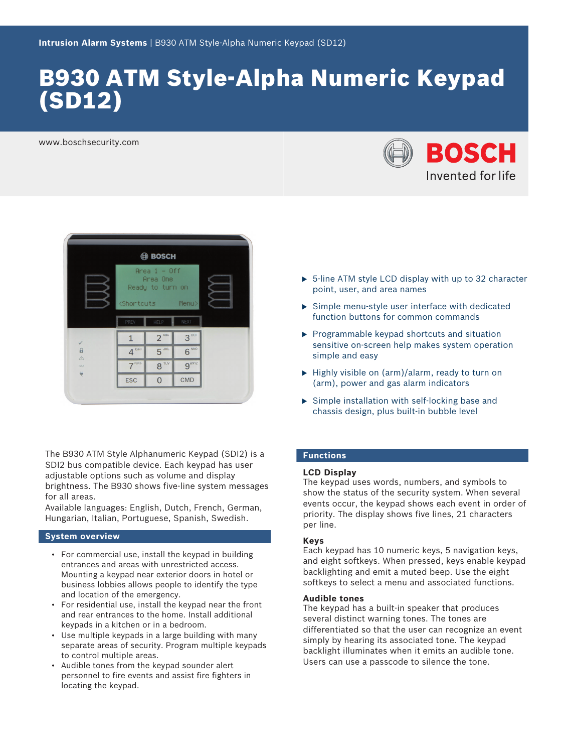Intrusion Alarm Systems | B930 ATM Style-Alpha Numeric Keypad (SD12)

# B930 ATM Style-Alpha Numeric Keypad (SD12)

www.boschsecurity.com

- 5-line ATM style LCD display with up to 32 character point, user, and area names
- Simple menu-style user interface with dedicated function buttons for common commands
- Programmable keypad shortcuts and situation sensitive on-screen help makes system operation simple and easy
- Highly visible on (arm)/alarm, ready to turn on (arm), power and gas alarm indicators
- Simple installation with self-locking base and chassis design, plus built-in bubble level

The B930 ATM Style Alphanumeric Keypad (SDI2) is a SDI2 bus compatible device. Each keypad has user adjustable options such as volume and display brightness. The B930 shows five-line system messages for all areas.

Available languages: English, Dutch, French, German, Hungarian, Italian, Portuguese, Spanish, Swedish.

## System overview

- For commercial use, install the keypad in building entrances and areas with unrestricted access. Mounting a keypad near exterior doors in hotel or business lobbies allows people to identify the type and location of the emergency.
- For residential use, install the keypad near the front and rear entrances to the home. Install additional keypads in a kitchen or in a bedroom.
- Use multiple keypads in a large building with many separate areas of security. Program multiple keypads to control multiple areas.
- Audible tones from the keypad sounder alert personnel to fire events and assist fire fighters in locating the keypad.

## Functions

### LCD Display

The keypad uses words, numbers, and symbols to show the status of the security system. When several events occur, the keypad shows each event in order of priority. The display shows five lines, 21 characters per line.

### Keys

Each keypad has 10 numeric keys, 5 navigation keys, and eight softkeys. When pressed, keys enable keypad backlighting and emit a muted beep. Use the eight softkeys to select a menu and associated functions.

### Audible tones

The keypad has a built-in speaker that produces several distinct warning tones. The tones are differentiated so that the user can recognize an event simply by hearing its associated tone. The keypad backlight illuminates when it emits an audible tone. Users can use a passcode to silence the tone.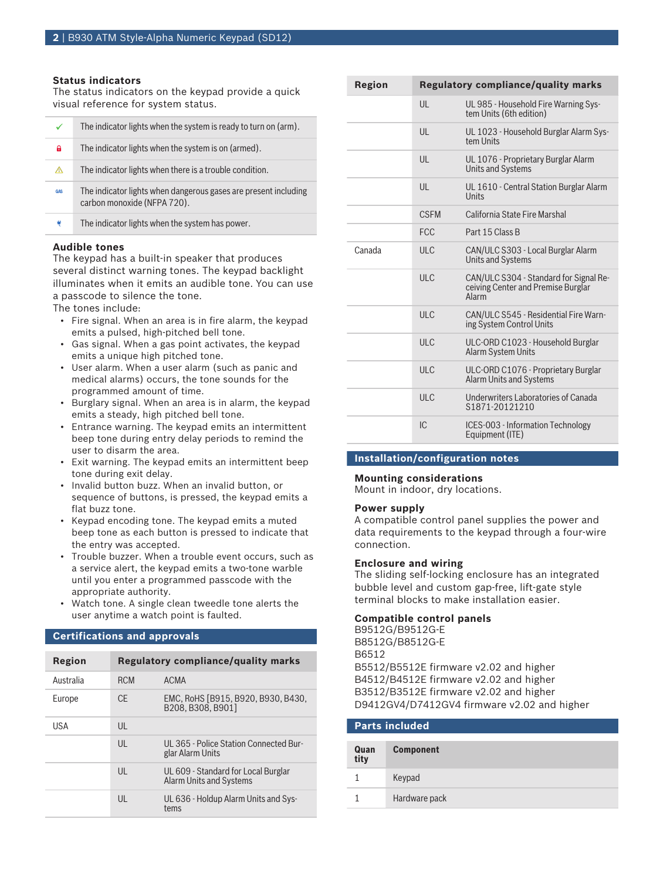### Status indicators

The status indicators on the keypad provide a quick visual reference for system status.

| | |
|---|---|
| ✓ | The indicator lights when the system is ready to turn on (arm). |
| 🔒 | The indicator lights when the system is on (armed). |
| ⚠ | The indicator lights when there is a trouble condition. |
| GAS | The indicator lights when dangerous gases are present including carbon monoxide (NFPA 720). |
| ⚡ | The indicator lights when the system has power. |

### Audible tones

The keypad has a built-in speaker that produces several distinct warning tones. The keypad backlight illuminates when it emits an audible tone. You can use a passcode to silence the tone.

The tones include:

- Fire signal. When an area is in fire alarm, the keypad emits a pulsed, high-pitched bell tone.
- Gas signal. When a gas point activates, the keypad emits a unique high pitched tone.
- User alarm. When a user alarm (such as panic and medical alarms) occurs, the tone sounds for the programmed amount of time.
- Burglary signal. When an area is in alarm, the keypad emits a steady, high pitched bell tone.
- Entrance warning. The keypad emits an intermittent beep tone during entry delay periods to remind the user to disarm the area.
- Exit warning. The keypad emits an intermittent beep tone during exit delay.
- Invalid button buzz. When an invalid button, or sequence of buttons, is pressed, the keypad emits a flat buzz tone.
- Keypad encoding tone. The keypad emits a muted beep tone as each button is pressed to indicate that the entry was accepted.
- Trouble buzzer. When a trouble event occurs, such as a service alert, the keypad emits a two-tone warble until you enter a programmed passcode with the appropriate authority.
- Watch tone. A single clean tweedle tone alerts the user anytime a watch point is faulted.

## Certifications and approvals

| Region | Regulatory compliance/quality marks | |
|---|---|---|
| Australia | RCM | ACMA |
| Europe | CE | EMC, RoHS [B915, B920, B930, B430, B208, B308, B901] |
| USA | UL | |
| | UL | UL 365 - Police Station Connected Burglar Alarm Units |
| | UL | UL 609 - Standard for Local Burglar Alarm Units and Systems |
| | UL | UL 636 - Holdup Alarm Units and Systems |
| | UL | UL 985 - Household Fire Warning System Units (6th edition) |
| | UL | UL 1023 - Household Burglar Alarm System Units |
| | UL | UL 1076 - Proprietary Burglar Alarm Units and Systems |
| | UL | UL 1610 - Central Station Burglar Alarm Units |
| | CSFM | California State Fire Marshal |
| | FCC | Part 15 Class B |
| Canada | ULC | CAN/ULC S303 - Local Burglar Alarm Units and Systems |
| | ULC | CAN/ULC S304 - Standard for Signal Receiving Center and Premise Burglar Alarm |
| | ULC | CAN/ULC S545 - Residential Fire Warning System Control Units |
| | ULC | ULC-ORD C1023 - Household Burglar Alarm System Units |
| | ULC | ULC-ORD C1076 - Proprietary Burglar Alarm Units and Systems |
| | ULC | Underwriters Laboratories of Canada S1871-20121210 |
| | IC | ICES-003 - Information Technology Equipment (ITE) |

## Installation/configuration notes

### Mounting considerations

Mount in indoor, dry locations.

### Power supply

A compatible control panel supplies the power and data requirements to the keypad through a four-wire connection.

### Enclosure and wiring

The sliding self-locking enclosure has an integrated bubble level and custom gap-free, lift-gate style terminal blocks to make installation easier.

### Compatible control panels

B9512G/B9512G-E
B8512G/B8512G-E
B6512
B5512/B5512E firmware v2.02 and higher
B4512/B4512E firmware v2.02 and higher
B3512/B3512E firmware v2.02 and higher
D9412GV4/D7412GV4 firmware v2.02 and higher

## Parts included

| Quantity | Component |
|---|---|
| 1 | Keypad |
| 1 | Hardware pack |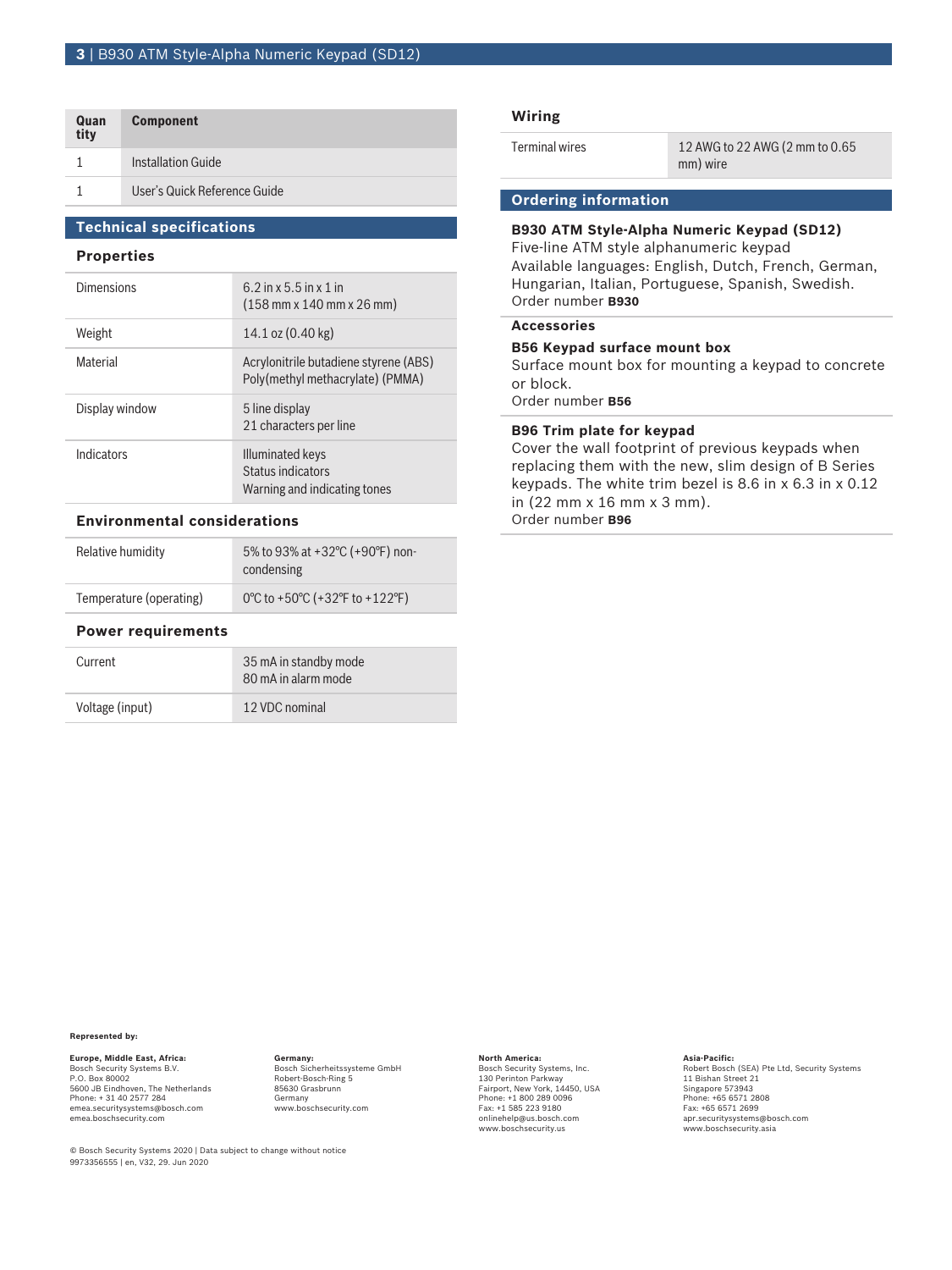| Quantity | Component |
| --- | --- |
| 1 | Installation Guide |
| 1 | User's Quick Reference Guide |

## Technical specifications

### Properties

| | |
| --- | --- |
| Dimensions | 6.2 in x 5.5 in x 1 in (158 mm x 140 mm x 26 mm) |
| Weight | 14.1 oz (0.40 kg) |
| Material | Acrylonitrile butadiene styrene (ABS) Poly(methyl methacrylate) (PMMA) |
| Display window | 5 line display 21 characters per line |
| Indicators | Illuminated keys Status indicators Warning and indicating tones |

### Environmental considerations

| | |
| --- | --- |
| Relative humidity | 5% to 93% at +32°C (+90°F) non-condensing |
| Temperature (operating) | 0°C to +50°C (+32°F to +122°F) |

### Power requirements

| | |
| --- | --- |
| Current | 35 mA in standby mode 80 mA in alarm mode |
| Voltage (input) | 12 VDC nominal |

### Wiring

| | |
| --- | --- |
| Terminal wires | 12 AWG to 22 AWG (2 mm to 0.65 mm) wire |

## Ordering information

**B930 ATM Style-Alpha Numeric Keypad (SD12)**
Five-line ATM style alphanumeric keypad
Available languages: English, Dutch, French, German, Hungarian, Italian, Portuguese, Spanish, Swedish.
Order number **B930**

### Accessories

**B56 Keypad surface mount box**
Surface mount box for mounting a keypad to concrete or block.
Order number **B56**

**B96 Trim plate for keypad**
Cover the wall footprint of previous keypads when replacing them with the new, slim design of B Series keypads. The white trim bezel is 8.6 in x 6.3 in x 0.12 in (22 mm x 16 mm x 3 mm).
Order number **B96**

**Represented by:**

**Europe, Middle East, Africa:**
Bosch Security Systems B.V.
P.O. Box 80002
5600 JB Eindhoven, The Netherlands
Phone: + 31 40 2577 284
emea.securitysystems@bosch.com
emea.boschsecurity.com

**Germany:**
Bosch Sicherheitssysteme GmbH
Robert-Bosch-Ring 5
85630 Grasbrunn
Germany
www.boschsecurity.com

**North America:**
Bosch Security Systems, Inc.
130 Perinton Parkway
Fairport, New York, 14450, USA
Phone: +1 800 289 0096
Fax: +1 585 223 9180
onlinehelp@us.bosch.com
www.boschsecurity.us

**Asia-Pacific:**
Robert Bosch (SEA) Pte Ltd, Security Systems
11 Bishan Street 21
Singapore 573943
Phone: +65 6571 2808
Fax: +65 6571 2699
apr.securitysystems@bosch.com
www.boschsecurity.asia

© Bosch Security Systems 2020 | Data subject to change without notice
9973356555 | en, V32, 29. Jun 2020